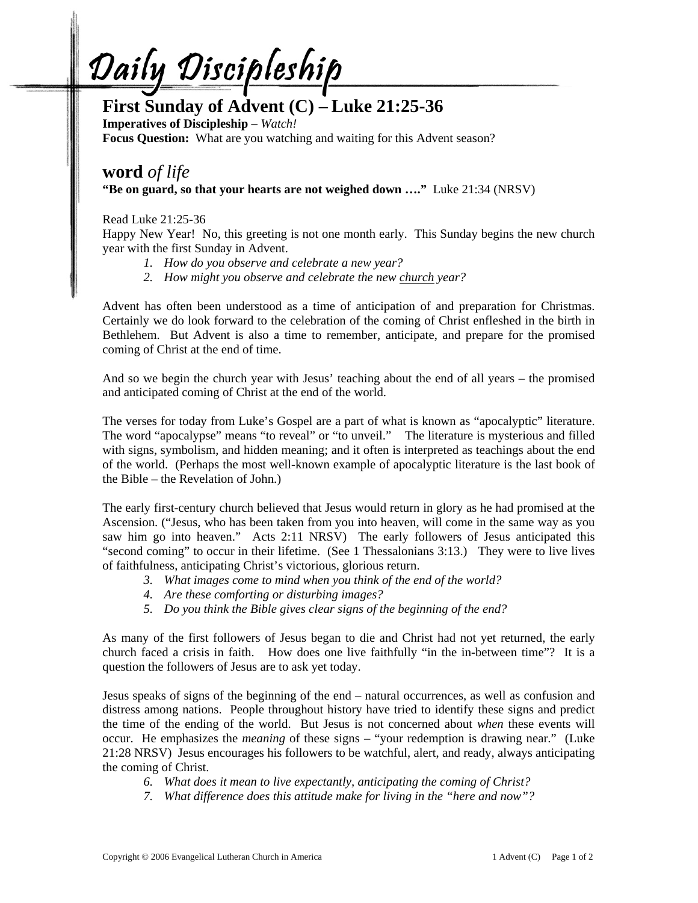# Daily Discipleship

## First Sunday of Advent (C) – Luke 21:25-36

**Imperatives of Discipleship –** *Watch!*

**Focus Question:** What are you watching and waiting for this Advent season?

## **word** *of life*

**"Be on guard, so that your hearts are not weighed down …."** Luke 21:34 (NRSV)

Read Luke 21:25-36

Happy New Year! No, this greeting is not one month early. This Sunday begins the new church year with the first Sunday in Advent.

1. *How do you observe and celebrate a new year?*
2. *How might you observe and celebrate the new <u>church</u> year?*

Advent has often been understood as a time of anticipation of and preparation for Christmas. Certainly we do look forward to the celebration of the coming of Christ enfleshed in the birth in Bethlehem. But Advent is also a time to remember, anticipate, and prepare for the promised coming of Christ at the end of time.

And so we begin the church year with Jesus' teaching about the end of all years – the promised and anticipated coming of Christ at the end of the world.

The verses for today from Luke's Gospel are a part of what is known as "apocalyptic" literature. The word "apocalypse" means "to reveal" or "to unveil." The literature is mysterious and filled with signs, symbolism, and hidden meaning; and it often is interpreted as teachings about the end of the world. (Perhaps the most well-known example of apocalyptic literature is the last book of the Bible – the Revelation of John.)

The early first-century church believed that Jesus would return in glory as he had promised at the Ascension. ("Jesus, who has been taken from you into heaven, will come in the same way as you saw him go into heaven." Acts 2:11 NRSV) The early followers of Jesus anticipated this "second coming" to occur in their lifetime. (See 1 Thessalonians 3:13.) They were to live lives of faithfulness, anticipating Christ's victorious, glorious return.

3. *What images come to mind when you think of the end of the world?*
4. *Are these comforting or disturbing images?*
5. *Do you think the Bible gives clear signs of the beginning of the end?*

As many of the first followers of Jesus began to die and Christ had not yet returned, the early church faced a crisis in faith. How does one live faithfully "in the in-between time"? It is a question the followers of Jesus are to ask yet today.

Jesus speaks of signs of the beginning of the end – natural occurrences, as well as confusion and distress among nations. People throughout history have tried to identify these signs and predict the time of the ending of the world. But Jesus is not concerned about *when* these events will occur. He emphasizes the *meaning* of these signs – "your redemption is drawing near." (Luke 21:28 NRSV) Jesus encourages his followers to be watchful, alert, and ready, always anticipating the coming of Christ.

6. *What does it mean to live expectantly, anticipating the coming of Christ?*
7. *What difference does this attitude make for living in the "here and now"?*

Copyright © 2006 Evangelical Lutheran Church in America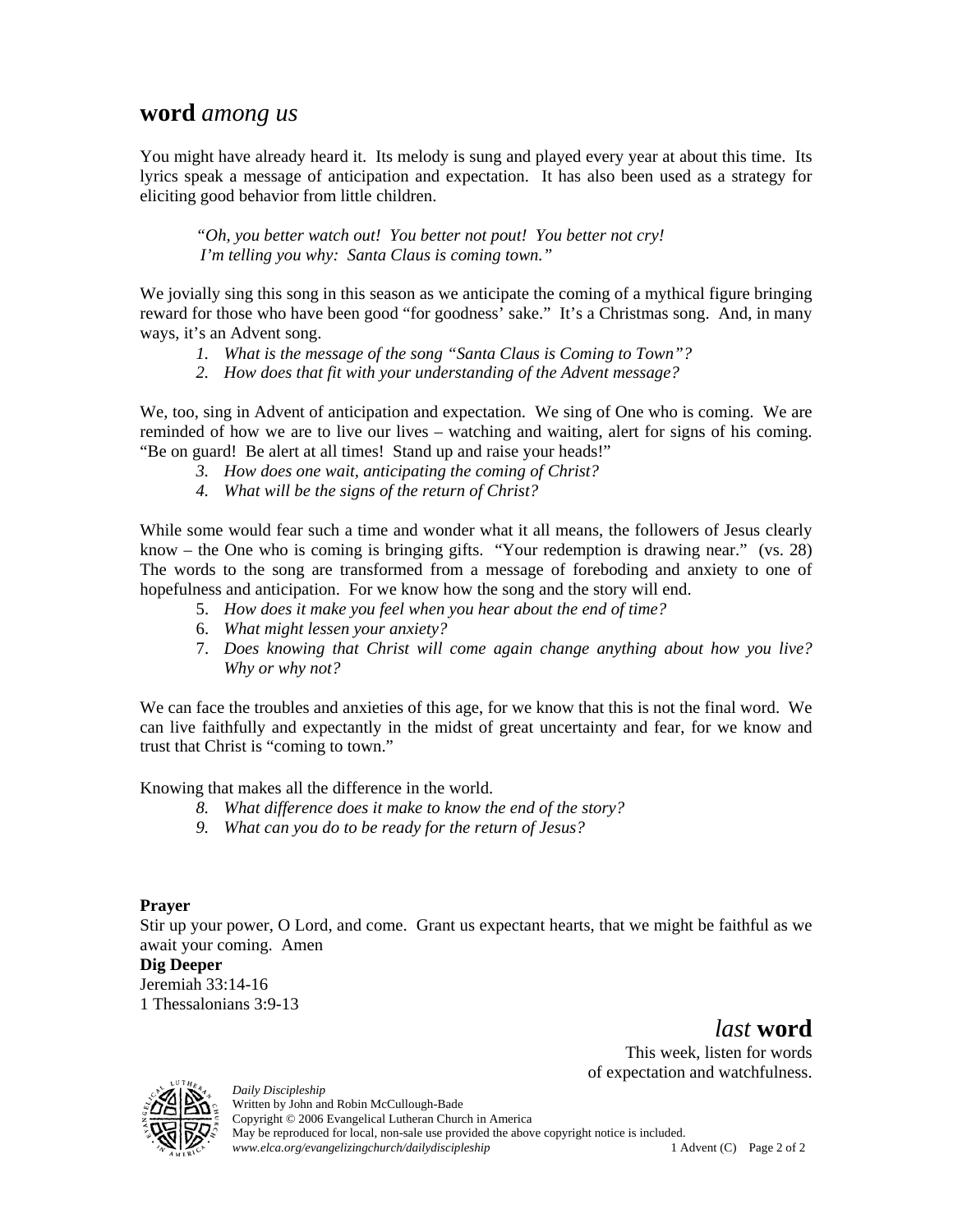## **word** *among us*

You might have already heard it. Its melody is sung and played every year at about this time. Its lyrics speak a message of anticipation and expectation. It has also been used as a strategy for eliciting good behavior from little children.

> *"Oh, you better watch out! You better not pout! You better not cry!*
> *I'm telling you why: Santa Claus is coming town."*

We jovially sing this song in this season as we anticipate the coming of a mythical figure bringing reward for those who have been good "for goodness' sake." It's a Christmas song. And, in many ways, it's an Advent song.

1. *What is the message of the song "Santa Claus is Coming to Town"?*
2. *How does that fit with your understanding of the Advent message?*

We, too, sing in Advent of anticipation and expectation. We sing of One who is coming. We are reminded of how we are to live our lives – watching and waiting, alert for signs of his coming. "Be on guard! Be alert at all times! Stand up and raise your heads!"

3. *How does one wait, anticipating the coming of Christ?*
4. *What will be the signs of the return of Christ?*

While some would fear such a time and wonder what it all means, the followers of Jesus clearly know – the One who is coming is bringing gifts. "Your redemption is drawing near." (vs. 28) The words to the song are transformed from a message of foreboding and anxiety to one of hopefulness and anticipation. For we know how the song and the story will end.

5. *How does it make you feel when you hear about the end of time?*
6. *What might lessen your anxiety?*
7. *Does knowing that Christ will come again change anything about how you live? Why or why not?*

We can face the troubles and anxieties of this age, for we know that this is not the final word. We can live faithfully and expectantly in the midst of great uncertainty and fear, for we know and trust that Christ is "coming to town."

Knowing that makes all the difference in the world.

8. *What difference does it make to know the end of the story?*
9. *What can you do to be ready for the return of Jesus?*

**Prayer**
Stir up your power, O Lord, and come. Grant us expectant hearts, that we might be faithful as we await your coming. Amen

**Dig Deeper**
Jeremiah 33:14-16
1 Thessalonians 3:9-13

## *last* **word**

This week, listen for words of expectation and watchfulness.

*Daily Discipleship*
Written by John and Robin McCullough-Bade
Copyright © 2006 Evangelical Lutheran Church in America
May be reproduced for local, non-sale use provided the above copyright notice is included.
*www.elca.org/evangelizingchurch/dailydiscipleship*